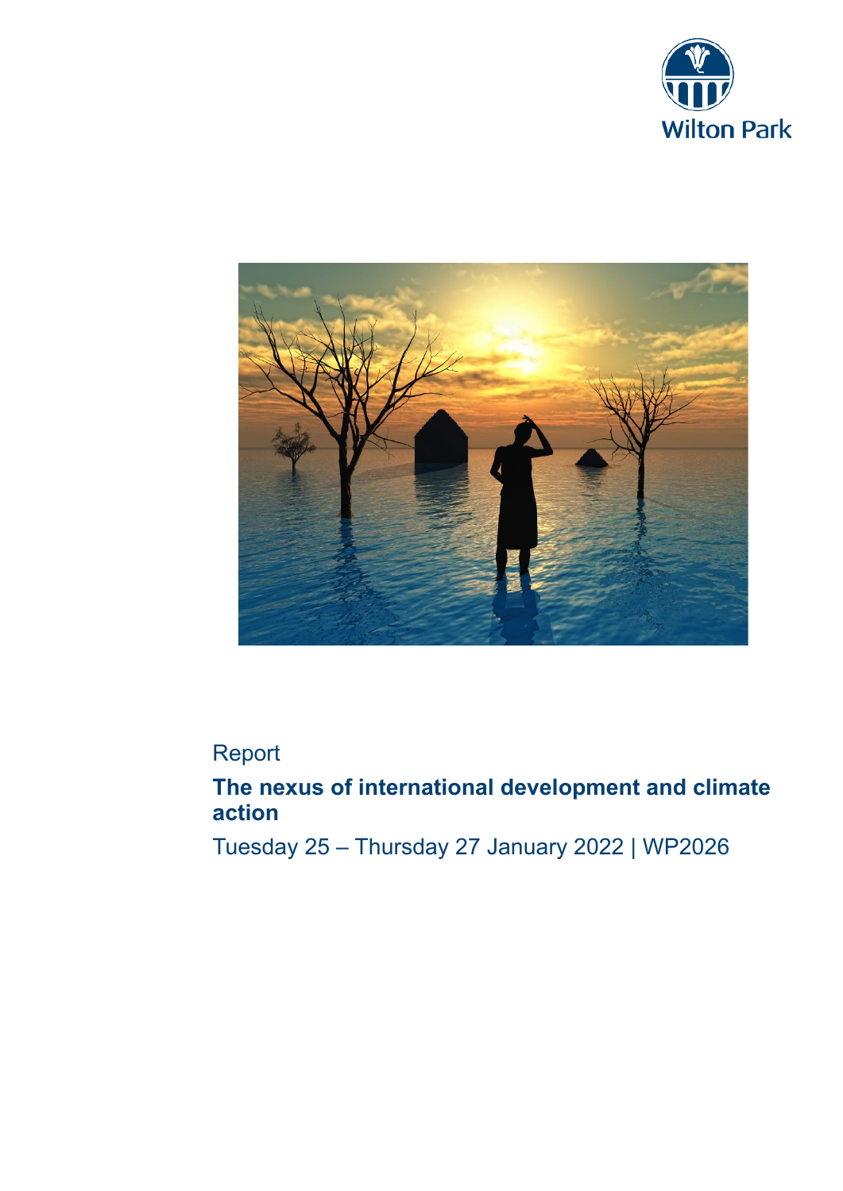Wilton Park

Report

# The nexus of international development and climate action

Tuesday 25 – Thursday 27 January 2022 | WP2026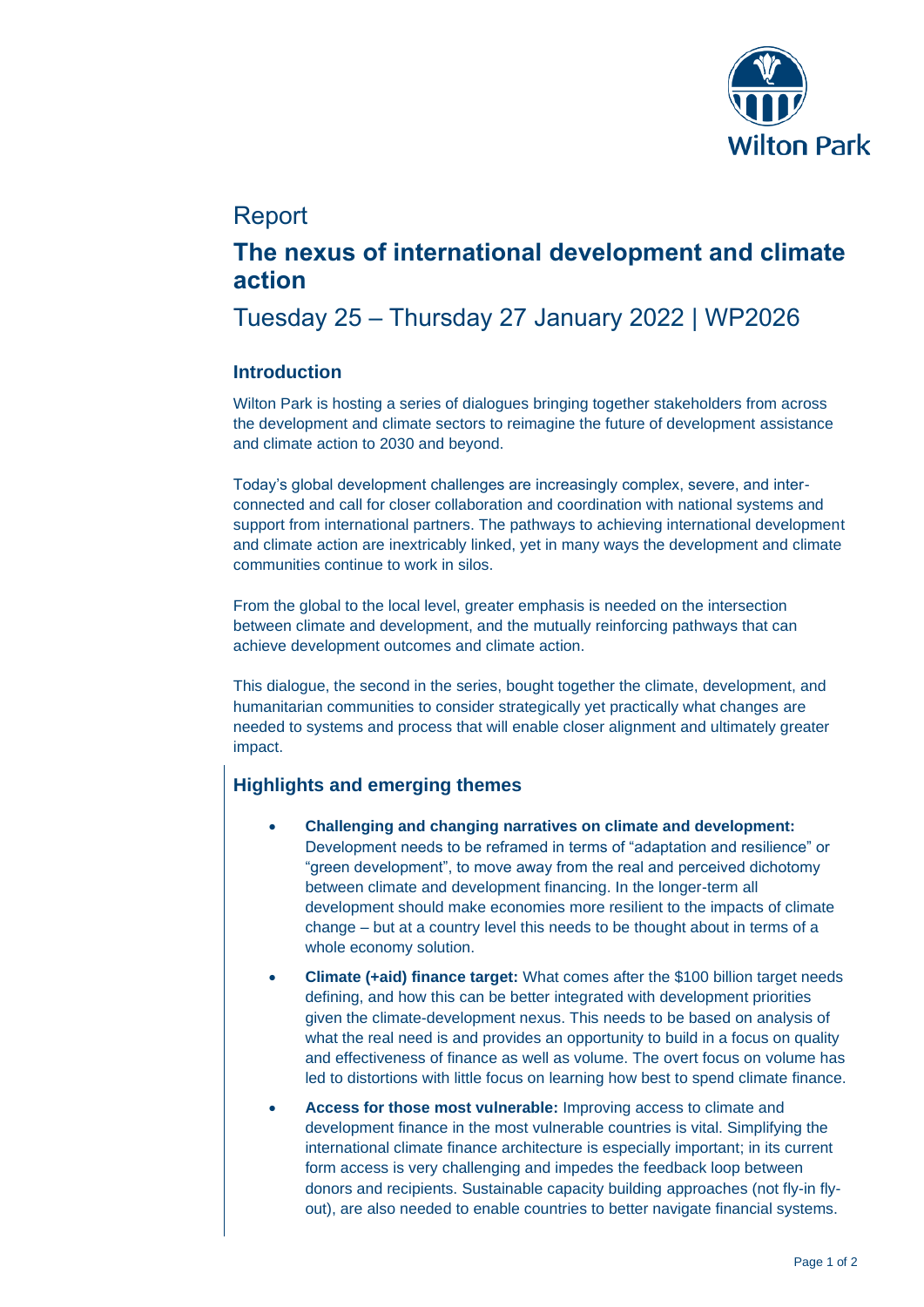# Report

## The nexus of international development and climate action

## Tuesday 25 – Thursday 27 January 2022 | WP2026

### Introduction

Wilton Park is hosting a series of dialogues bringing together stakeholders from across the development and climate sectors to reimagine the future of development assistance and climate action to 2030 and beyond.

Today's global development challenges are increasingly complex, severe, and inter-connected and call for closer collaboration and coordination with national systems and support from international partners. The pathways to achieving international development and climate action are inextricably linked, yet in many ways the development and climate communities continue to work in silos.

From the global to the local level, greater emphasis is needed on the intersection between climate and development, and the mutually reinforcing pathways that can achieve development outcomes and climate action.

This dialogue, the second in the series, bought together the climate, development, and humanitarian communities to consider strategically yet practically what changes are needed to systems and process that will enable closer alignment and ultimately greater impact.

### Highlights and emerging themes

- **Challenging and changing narratives on climate and development:** Development needs to be reframed in terms of "adaptation and resilience" or "green development", to move away from the real and perceived dichotomy between climate and development financing. In the longer-term all development should make economies more resilient to the impacts of climate change – but at a country level this needs to be thought about in terms of a whole economy solution.
- **Climate (+aid) finance target:** What comes after the $100 billion target needs defining, and how this can be better integrated with development priorities given the climate-development nexus. This needs to be based on analysis of what the real need is and provides an opportunity to build in a focus on quality and effectiveness of finance as well as volume. The overt focus on volume has led to distortions with little focus on learning how best to spend climate finance.
- **Access for those most vulnerable:** Improving access to climate and development finance in the most vulnerable countries is vital. Simplifying the international climate finance architecture is especially important; in its current form access is very challenging and impedes the feedback loop between donors and recipients. Sustainable capacity building approaches (not fly-in fly-out), are also needed to enable countries to better navigate financial systems.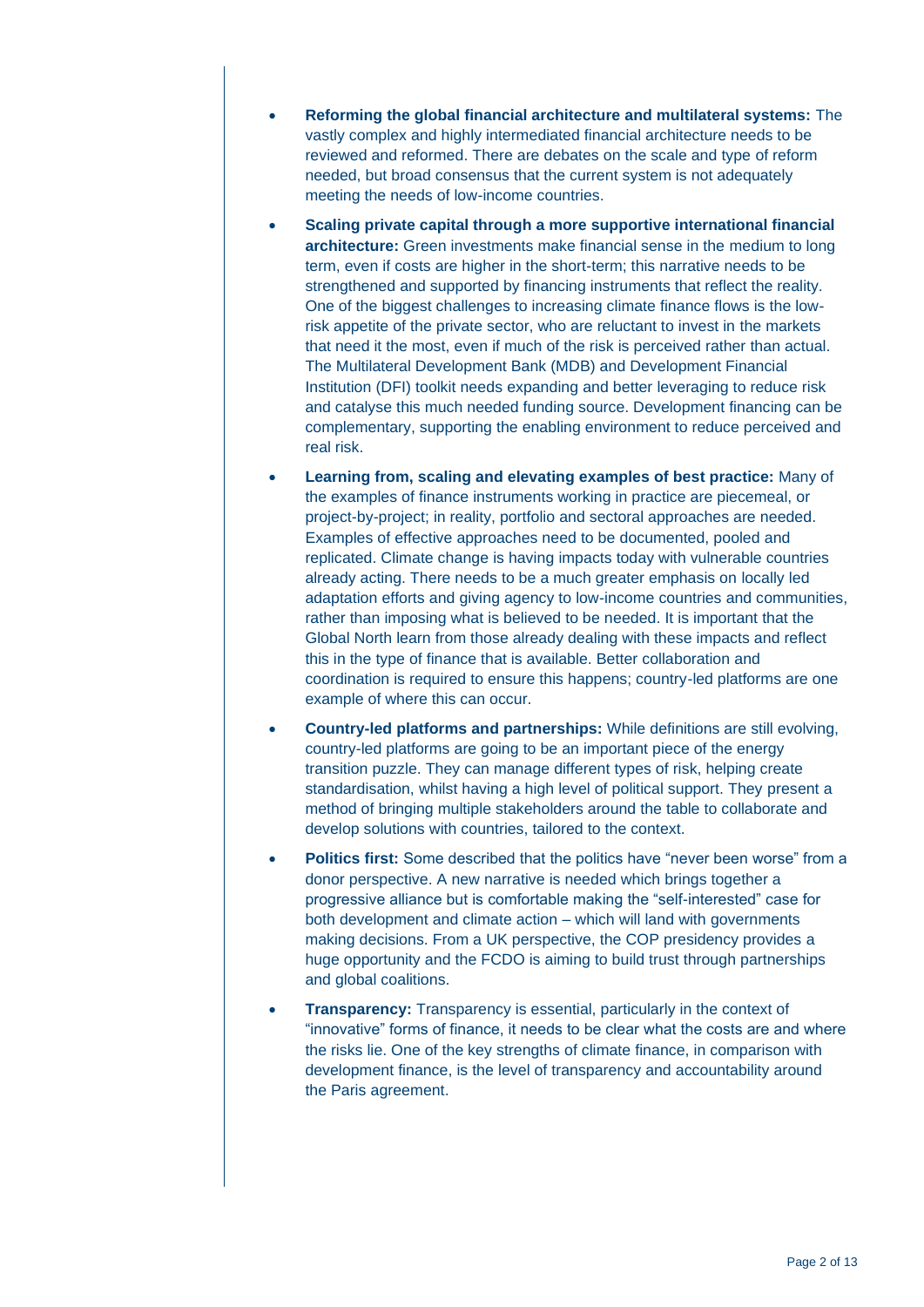- **Reforming the global financial architecture and multilateral systems:** The vastly complex and highly intermediated financial architecture needs to be reviewed and reformed. There are debates on the scale and type of reform needed, but broad consensus that the current system is not adequately meeting the needs of low-income countries.
- **Scaling private capital through a more supportive international financial architecture:** Green investments make financial sense in the medium to long term, even if costs are higher in the short-term; this narrative needs to be strengthened and supported by financing instruments that reflect the reality. One of the biggest challenges to increasing climate finance flows is the low-risk appetite of the private sector, who are reluctant to invest in the markets that need it the most, even if much of the risk is perceived rather than actual. The Multilateral Development Bank (MDB) and Development Financial Institution (DFI) toolkit needs expanding and better leveraging to reduce risk and catalyse this much needed funding source. Development financing can be complementary, supporting the enabling environment to reduce perceived and real risk.
- **Learning from, scaling and elevating examples of best practice:** Many of the examples of finance instruments working in practice are piecemeal, or project-by-project; in reality, portfolio and sectoral approaches are needed. Examples of effective approaches need to be documented, pooled and replicated. Climate change is having impacts today with vulnerable countries already acting. There needs to be a much greater emphasis on locally led adaptation efforts and giving agency to low-income countries and communities, rather than imposing what is believed to be needed. It is important that the Global North learn from those already dealing with these impacts and reflect this in the type of finance that is available. Better collaboration and coordination is required to ensure this happens; country-led platforms are one example of where this can occur.
- **Country-led platforms and partnerships:** While definitions are still evolving, country-led platforms are going to be an important piece of the energy transition puzzle. They can manage different types of risk, helping create standardisation, whilst having a high level of political support. They present a method of bringing multiple stakeholders around the table to collaborate and develop solutions with countries, tailored to the context.
- **Politics first:** Some described that the politics have "never been worse" from a donor perspective. A new narrative is needed which brings together a progressive alliance but is comfortable making the "self-interested" case for both development and climate action – which will land with governments making decisions. From a UK perspective, the COP presidency provides a huge opportunity and the FCDO is aiming to build trust through partnerships and global coalitions.
- **Transparency:** Transparency is essential, particularly in the context of "innovative" forms of finance, it needs to be clear what the costs are and where the risks lie. One of the key strengths of climate finance, in comparison with development finance, is the level of transparency and accountability around the Paris agreement.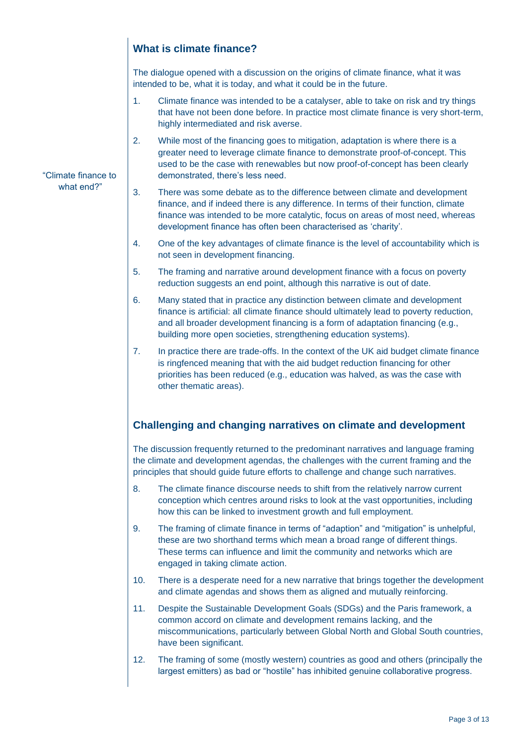## What is climate finance?

The dialogue opened with a discussion on the origins of climate finance, what it was intended to be, what it is today, and what it could be in the future.

1. Climate finance was intended to be a catalyser, able to take on risk and try things that have not been done before. In practice most climate finance is very short-term, highly intermediated and risk averse.
2. While most of the financing goes to mitigation, adaptation is where there is a greater need to leverage climate finance to demonstrate proof-of-concept. This used to be the case with renewables but now proof-of-concept has been clearly demonstrated, there's less need.

"Climate finance to what end?"

3. There was some debate as to the difference between climate and development finance, and if indeed there is any difference. In terms of their function, climate finance was intended to be more catalytic, focus on areas of most need, whereas development finance has often been characterised as 'charity'.
4. One of the key advantages of climate finance is the level of accountability which is not seen in development financing.
5. The framing and narrative around development finance with a focus on poverty reduction suggests an end point, although this narrative is out of date.
6. Many stated that in practice any distinction between climate and development finance is artificial: all climate finance should ultimately lead to poverty reduction, and all broader development financing is a form of adaptation financing (e.g., building more open societies, strengthening education systems).
7. In practice there are trade-offs. In the context of the UK aid budget climate finance is ringfenced meaning that with the aid budget reduction financing for other priorities has been reduced (e.g., education was halved, as was the case with other thematic areas).

## Challenging and changing narratives on climate and development

The discussion frequently returned to the predominant narratives and language framing the climate and development agendas, the challenges with the current framing and the principles that should guide future efforts to challenge and change such narratives.

8. The climate finance discourse needs to shift from the relatively narrow current conception which centres around risks to look at the vast opportunities, including how this can be linked to investment growth and full employment.
9. The framing of climate finance in terms of "adaption" and "mitigation" is unhelpful, these are two shorthand terms which mean a broad range of different things. These terms can influence and limit the community and networks which are engaged in taking climate action.
10. There is a desperate need for a new narrative that brings together the development and climate agendas and shows them as aligned and mutually reinforcing.
11. Despite the Sustainable Development Goals (SDGs) and the Paris framework, a common accord on climate and development remains lacking, and the miscommunications, particularly between Global North and Global South countries, have been significant.
12. The framing of some (mostly western) countries as good and others (principally the largest emitters) as bad or "hostile" has inhibited genuine collaborative progress.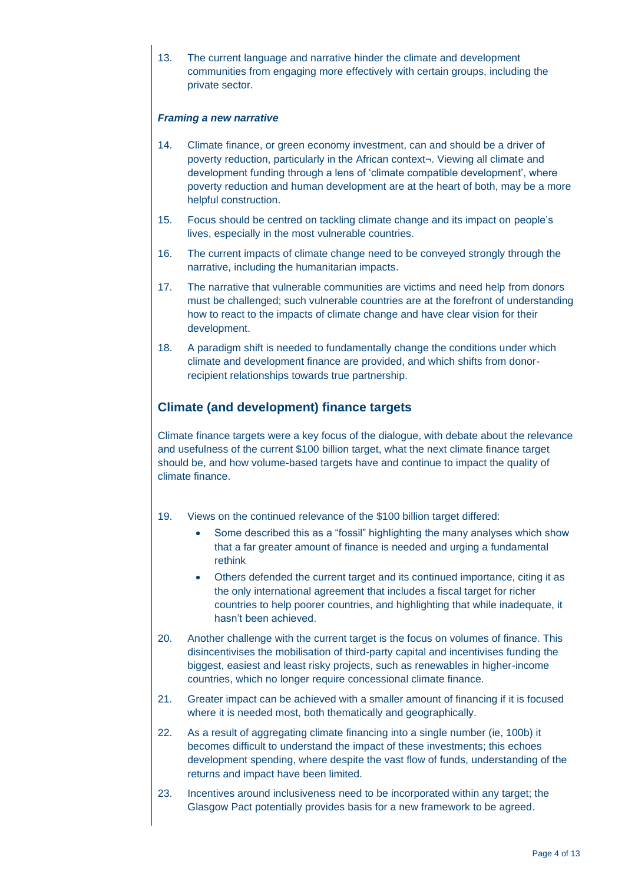13. The current language and narrative hinder the climate and development communities from engaging more effectively with certain groups, including the private sector.

### *Framing a new narrative*

14. Climate finance, or green economy investment, can and should be a driver of poverty reduction, particularly in the African context¬. Viewing all climate and development funding through a lens of 'climate compatible development', where poverty reduction and human development are at the heart of both, may be a more helpful construction.
15. Focus should be centred on tackling climate change and its impact on people's lives, especially in the most vulnerable countries.
16. The current impacts of climate change need to be conveyed strongly through the narrative, including the humanitarian impacts.
17. The narrative that vulnerable communities are victims and need help from donors must be challenged; such vulnerable countries are at the forefront of understanding how to react to the impacts of climate change and have clear vision for their development.
18. A paradigm shift is needed to fundamentally change the conditions under which climate and development finance are provided, and which shifts from donor-recipient relationships towards true partnership.

## Climate (and development) finance targets

Climate finance targets were a key focus of the dialogue, with debate about the relevance and usefulness of the current $100 billion target, what the next climate finance target should be, and how volume-based targets have and continue to impact the quality of climate finance.

19. Views on the continued relevance of the $100 billion target differed:
    - Some described this as a "fossil" highlighting the many analyses which show that a far greater amount of finance is needed and urging a fundamental rethink
    - Others defended the current target and its continued importance, citing it as the only international agreement that includes a fiscal target for richer countries to help poorer countries, and highlighting that while inadequate, it hasn't been achieved.
20. Another challenge with the current target is the focus on volumes of finance. This disincentivises the mobilisation of third-party capital and incentivises funding the biggest, easiest and least risky projects, such as renewables in higher-income countries, which no longer require concessional climate finance.
21. Greater impact can be achieved with a smaller amount of financing if it is focused where it is needed most, both thematically and geographically.
22. As a result of aggregating climate financing into a single number (ie, 100b) it becomes difficult to understand the impact of these investments; this echoes development spending, where despite the vast flow of funds, understanding of the returns and impact have been limited.
23. Incentives around inclusiveness need to be incorporated within any target; the Glasgow Pact potentially provides basis for a new framework to be agreed.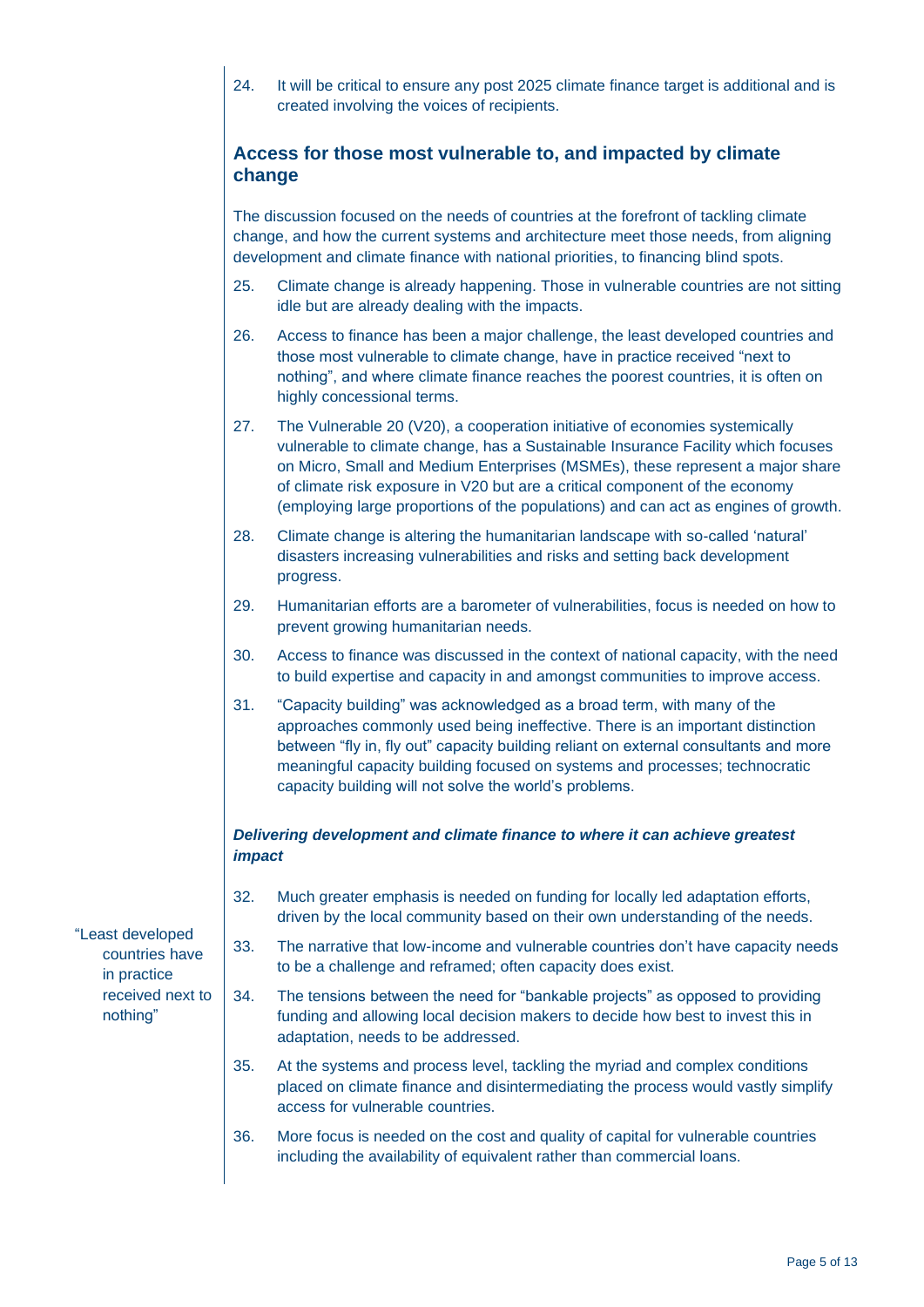24. It will be critical to ensure any post 2025 climate finance target is additional and is created involving the voices of recipients.

## Access for those most vulnerable to, and impacted by climate change

The discussion focused on the needs of countries at the forefront of tackling climate change, and how the current systems and architecture meet those needs, from aligning development and climate finance with national priorities, to financing blind spots.

25. Climate change is already happening. Those in vulnerable countries are not sitting idle but are already dealing with the impacts.

26. Access to finance has been a major challenge, the least developed countries and those most vulnerable to climate change, have in practice received “next to nothing”, and where climate finance reaches the poorest countries, it is often on highly concessional terms.

27. The Vulnerable 20 (V20), a cooperation initiative of economies systemically vulnerable to climate change, has a Sustainable Insurance Facility which focuses on Micro, Small and Medium Enterprises (MSMEs), these represent a major share of climate risk exposure in V20 but are a critical component of the economy (employing large proportions of the populations) and can act as engines of growth.

28. Climate change is altering the humanitarian landscape with so-called ‘natural’ disasters increasing vulnerabilities and risks and setting back development progress.

29. Humanitarian efforts are a barometer of vulnerabilities, focus is needed on how to prevent growing humanitarian needs.

30. Access to finance was discussed in the context of national capacity, with the need to build expertise and capacity in and amongst communities to improve access.

31. “Capacity building” was acknowledged as a broad term, with many of the approaches commonly used being ineffective. There is an important distinction between “fly in, fly out” capacity building reliant on external consultants and more meaningful capacity building focused on systems and processes; technocratic capacity building will not solve the world’s problems.

### *Delivering development and climate finance to where it can achieve greatest impact*

“Least developed countries have in practice received next to nothing”

32. Much greater emphasis is needed on funding for locally led adaptation efforts, driven by the local community based on their own understanding of the needs.

33. The narrative that low-income and vulnerable countries don’t have capacity needs to be a challenge and reframed; often capacity does exist.

34. The tensions between the need for “bankable projects” as opposed to providing funding and allowing local decision makers to decide how best to invest this in adaptation, needs to be addressed.

35. At the systems and process level, tackling the myriad and complex conditions placed on climate finance and disintermediating the process would vastly simplify access for vulnerable countries.

36. More focus is needed on the cost and quality of capital for vulnerable countries including the availability of equivalent rather than commercial loans.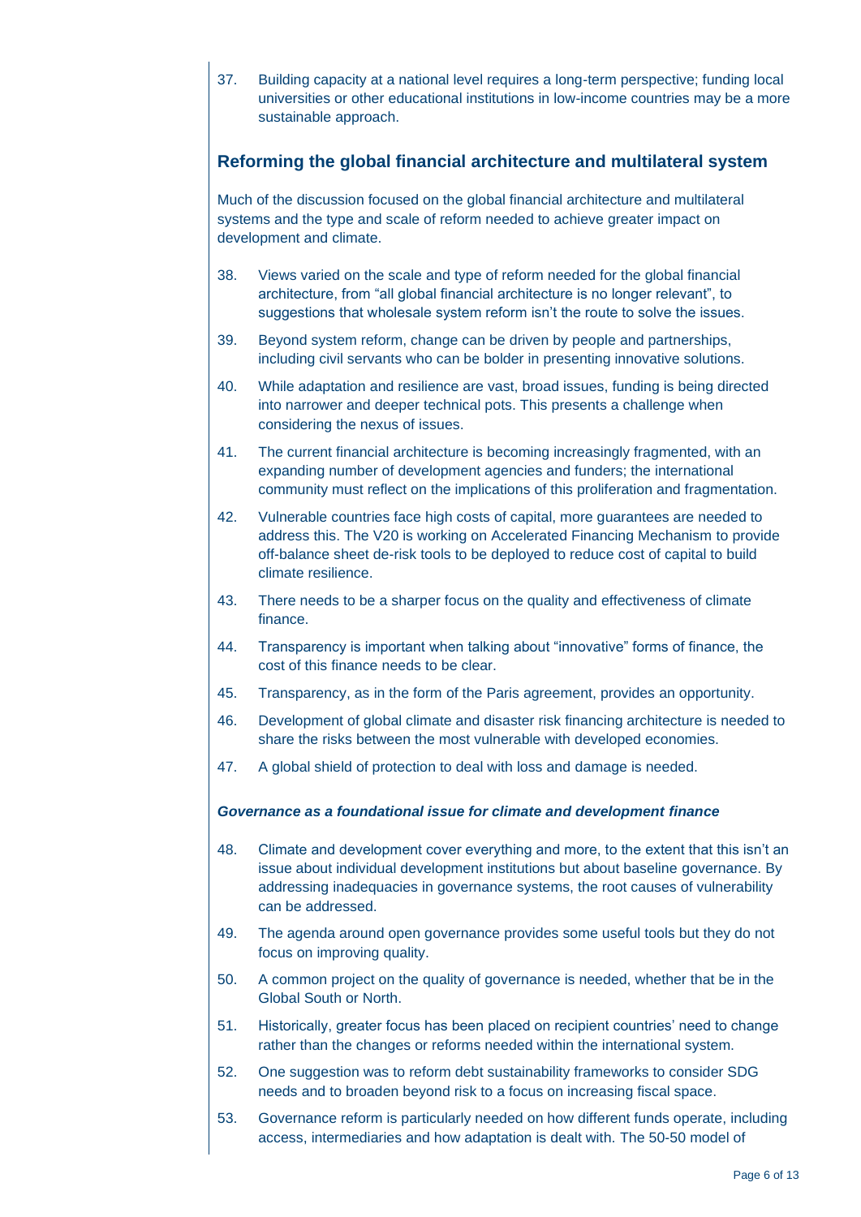37. Building capacity at a national level requires a long-term perspective; funding local universities or other educational institutions in low-income countries may be a more sustainable approach.

## Reforming the global financial architecture and multilateral system

Much of the discussion focused on the global financial architecture and multilateral systems and the type and scale of reform needed to achieve greater impact on development and climate.

38. Views varied on the scale and type of reform needed for the global financial architecture, from "all global financial architecture is no longer relevant", to suggestions that wholesale system reform isn't the route to solve the issues.

39. Beyond system reform, change can be driven by people and partnerships, including civil servants who can be bolder in presenting innovative solutions.

40. While adaptation and resilience are vast, broad issues, funding is being directed into narrower and deeper technical pots. This presents a challenge when considering the nexus of issues.

41. The current financial architecture is becoming increasingly fragmented, with an expanding number of development agencies and funders; the international community must reflect on the implications of this proliferation and fragmentation.

42. Vulnerable countries face high costs of capital, more guarantees are needed to address this. The V20 is working on Accelerated Financing Mechanism to provide off-balance sheet de-risk tools to be deployed to reduce cost of capital to build climate resilience.

43. There needs to be a sharper focus on the quality and effectiveness of climate finance.

44. Transparency is important when talking about "innovative" forms of finance, the cost of this finance needs to be clear.

45. Transparency, as in the form of the Paris agreement, provides an opportunity.

46. Development of global climate and disaster risk financing architecture is needed to share the risks between the most vulnerable with developed economies.

47. A global shield of protection to deal with loss and damage is needed.

### *Governance as a foundational issue for climate and development finance*

48. Climate and development cover everything and more, to the extent that this isn't an issue about individual development institutions but about baseline governance. By addressing inadequacies in governance systems, the root causes of vulnerability can be addressed.

49. The agenda around open governance provides some useful tools but they do not focus on improving quality.

50. A common project on the quality of governance is needed, whether that be in the Global South or North.

51. Historically, greater focus has been placed on recipient countries' need to change rather than the changes or reforms needed within the international system.

52. One suggestion was to reform debt sustainability frameworks to consider SDG needs and to broaden beyond risk to a focus on increasing fiscal space.

53. Governance reform is particularly needed on how different funds operate, including access, intermediaries and how adaptation is dealt with. The 50-50 model of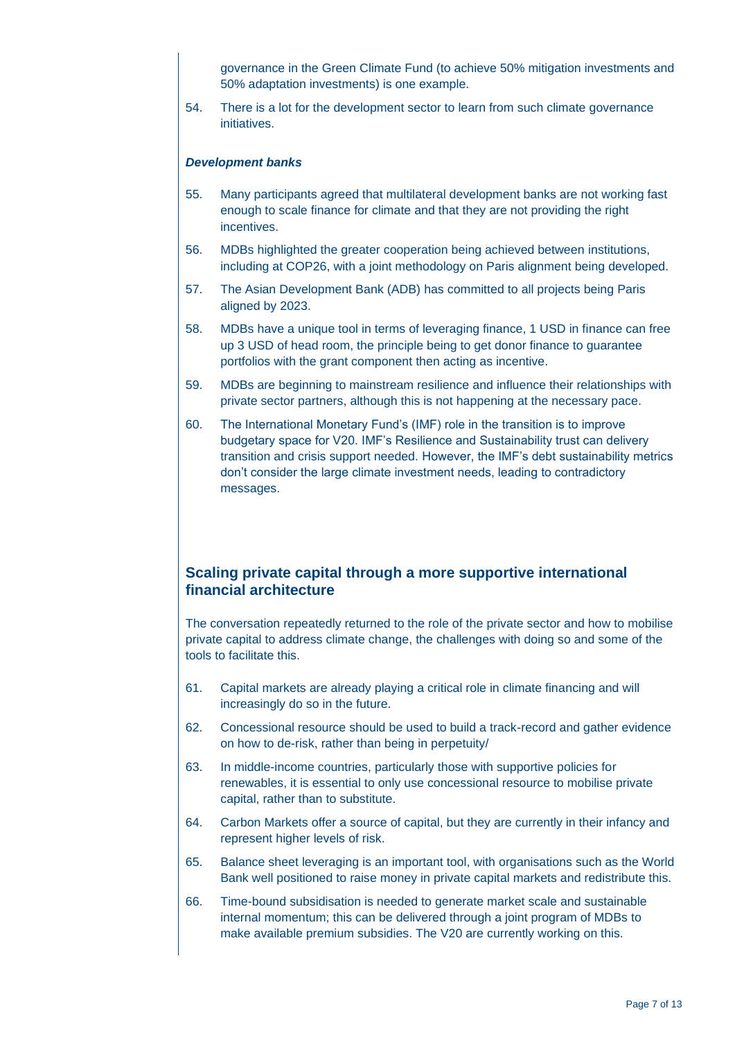governance in the Green Climate Fund (to achieve 50% mitigation investments and 50% adaptation investments) is one example.

54. There is a lot for the development sector to learn from such climate governance initiatives.

***Development banks***

55. Many participants agreed that multilateral development banks are not working fast enough to scale finance for climate and that they are not providing the right incentives.

56. MDBs highlighted the greater cooperation being achieved between institutions, including at COP26, with a joint methodology on Paris alignment being developed.

57. The Asian Development Bank (ADB) has committed to all projects being Paris aligned by 2023.

58. MDBs have a unique tool in terms of leveraging finance, 1 USD in finance can free up 3 USD of head room, the principle being to get donor finance to guarantee portfolios with the grant component then acting as incentive.

59. MDBs are beginning to mainstream resilience and influence their relationships with private sector partners, although this is not happening at the necessary pace.

60. The International Monetary Fund's (IMF) role in the transition is to improve budgetary space for V20. IMF's Resilience and Sustainability trust can delivery transition and crisis support needed. However, the IMF's debt sustainability metrics don't consider the large climate investment needs, leading to contradictory messages.

## Scaling private capital through a more supportive international financial architecture

The conversation repeatedly returned to the role of the private sector and how to mobilise private capital to address climate change, the challenges with doing so and some of the tools to facilitate this.

61. Capital markets are already playing a critical role in climate financing and will increasingly do so in the future.

62. Concessional resource should be used to build a track-record and gather evidence on how to de-risk, rather than being in perpetuity/

63. In middle-income countries, particularly those with supportive policies for renewables, it is essential to only use concessional resource to mobilise private capital, rather than to substitute.

64. Carbon Markets offer a source of capital, but they are currently in their infancy and represent higher levels of risk.

65. Balance sheet leveraging is an important tool, with organisations such as the World Bank well positioned to raise money in private capital markets and redistribute this.

66. Time-bound subsidisation is needed to generate market scale and sustainable internal momentum; this can be delivered through a joint program of MDBs to make available premium subsidies. The V20 are currently working on this.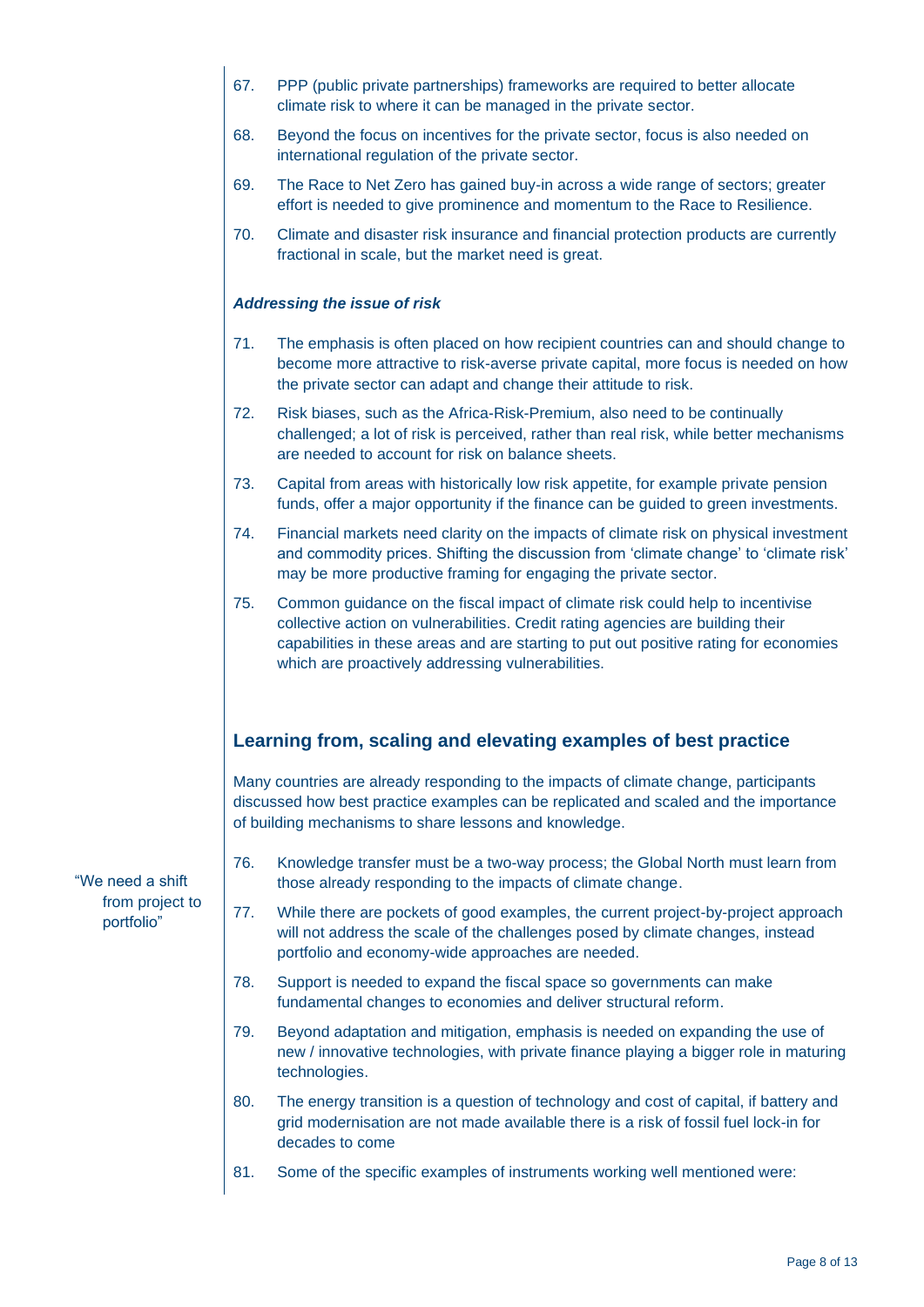67. PPP (public private partnerships) frameworks are required to better allocate climate risk to where it can be managed in the private sector.
68. Beyond the focus on incentives for the private sector, focus is also needed on international regulation of the private sector.
69. The Race to Net Zero has gained buy-in across a wide range of sectors; greater effort is needed to give prominence and momentum to the Race to Resilience.
70. Climate and disaster risk insurance and financial protection products are currently fractional in scale, but the market need is great.

***Addressing the issue of risk***

71. The emphasis is often placed on how recipient countries can and should change to become more attractive to risk-averse private capital, more focus is needed on how the private sector can adapt and change their attitude to risk.
72. Risk biases, such as the Africa-Risk-Premium, also need to be continually challenged; a lot of risk is perceived, rather than real risk, while better mechanisms are needed to account for risk on balance sheets.
73. Capital from areas with historically low risk appetite, for example private pension funds, offer a major opportunity if the finance can be guided to green investments.
74. Financial markets need clarity on the impacts of climate risk on physical investment and commodity prices. Shifting the discussion from 'climate change' to 'climate risk' may be more productive framing for engaging the private sector.
75. Common guidance on the fiscal impact of climate risk could help to incentivise collective action on vulnerabilities. Credit rating agencies are building their capabilities in these areas and are starting to put out positive rating for economies which are proactively addressing vulnerabilities.

## Learning from, scaling and elevating examples of best practice

Many countries are already responding to the impacts of climate change, participants discussed how best practice examples can be replicated and scaled and the importance of building mechanisms to share lessons and knowledge.

"We need a shift from project to portfolio"

76. Knowledge transfer must be a two-way process; the Global North must learn from those already responding to the impacts of climate change.
77. While there are pockets of good examples, the current project-by-project approach will not address the scale of the challenges posed by climate changes, instead portfolio and economy-wide approaches are needed.
78. Support is needed to expand the fiscal space so governments can make fundamental changes to economies and deliver structural reform.
79. Beyond adaptation and mitigation, emphasis is needed on expanding the use of new / innovative technologies, with private finance playing a bigger role in maturing technologies.
80. The energy transition is a question of technology and cost of capital, if battery and grid modernisation are not made available there is a risk of fossil fuel lock-in for decades to come
81. Some of the specific examples of instruments working well mentioned were: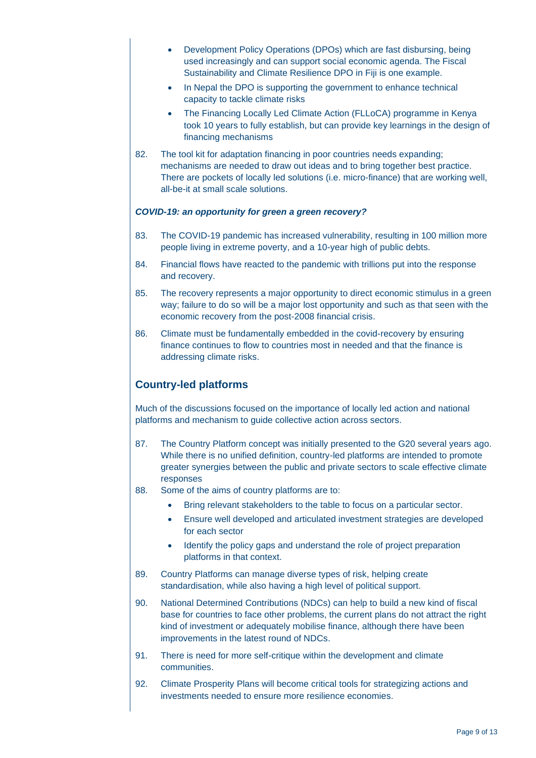- Development Policy Operations (DPOs) which are fast disbursing, being used increasingly and can support social economic agenda. The Fiscal Sustainability and Climate Resilience DPO in Fiji is one example.
- In Nepal the DPO is supporting the government to enhance technical capacity to tackle climate risks
- The Financing Locally Led Climate Action (FLLoCA) programme in Kenya took 10 years to fully establish, but can provide key learnings in the design of financing mechanisms

82. The tool kit for adaptation financing in poor countries needs expanding; mechanisms are needed to draw out ideas and to bring together best practice. There are pockets of locally led solutions (i.e. micro-finance) that are working well, all-be-it at small scale solutions.

***COVID-19: an opportunity for green a green recovery?***

83. The COVID-19 pandemic has increased vulnerability, resulting in 100 million more people living in extreme poverty, and a 10-year high of public debts.

84. Financial flows have reacted to the pandemic with trillions put into the response and recovery.

85. The recovery represents a major opportunity to direct economic stimulus in a green way; failure to do so will be a major lost opportunity and such as that seen with the economic recovery from the post-2008 financial crisis.

86. Climate must be fundamentally embedded in the covid-recovery by ensuring finance continues to flow to countries most in needed and that the finance is addressing climate risks.

## Country-led platforms

Much of the discussions focused on the importance of locally led action and national platforms and mechanism to guide collective action across sectors.

87. The Country Platform concept was initially presented to the G20 several years ago. While there is no unified definition, country-led platforms are intended to promote greater synergies between the public and private sectors to scale effective climate responses

88. Some of the aims of country platforms are to:
    - Bring relevant stakeholders to the table to focus on a particular sector.
    - Ensure well developed and articulated investment strategies are developed for each sector
    - Identify the policy gaps and understand the role of project preparation platforms in that context.

89. Country Platforms can manage diverse types of risk, helping create standardisation, while also having a high level of political support.

90. National Determined Contributions (NDCs) can help to build a new kind of fiscal base for countries to face other problems, the current plans do not attract the right kind of investment or adequately mobilise finance, although there have been improvements in the latest round of NDCs.

91. There is need for more self-critique within the development and climate communities.

92. Climate Prosperity Plans will become critical tools for strategizing actions and investments needed to ensure more resilience economies.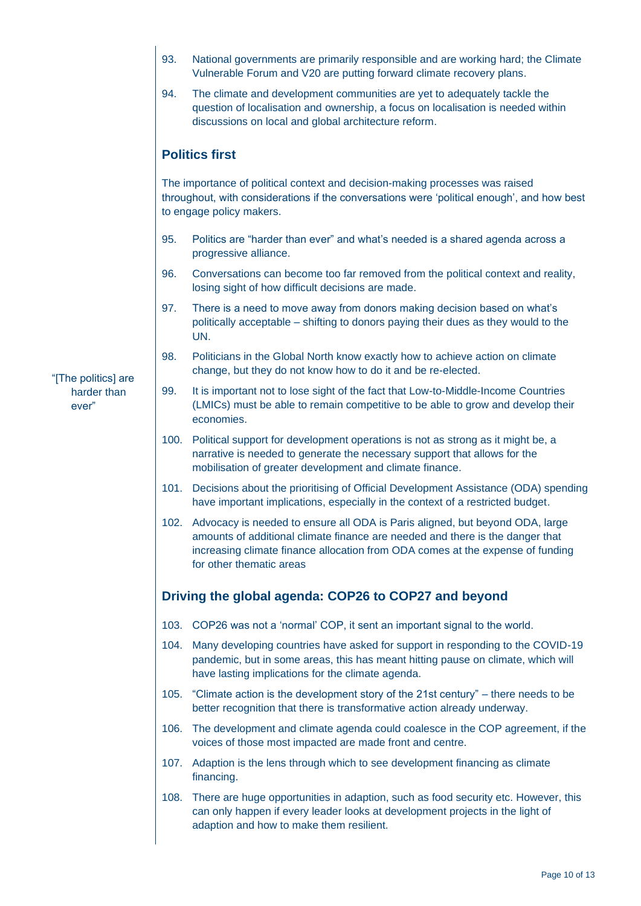93. National governments are primarily responsible and are working hard; the Climate Vulnerable Forum and V20 are putting forward climate recovery plans.
94. The climate and development communities are yet to adequately tackle the question of localisation and ownership, a focus on localisation is needed within discussions on local and global architecture reform.

## Politics first

The importance of political context and decision-making processes was raised throughout, with considerations if the conversations were 'political enough', and how best to engage policy makers.

95. Politics are "harder than ever" and what's needed is a shared agenda across a progressive alliance.
96. Conversations can become too far removed from the political context and reality, losing sight of how difficult decisions are made.
97. There is a need to move away from donors making decision based on what's politically acceptable – shifting to donors paying their dues as they would to the UN.
98. Politicians in the Global North know exactly how to achieve action on climate change, but they do not know how to do it and be re-elected.
99. It is important not to lose sight of the fact that Low-to-Middle-Income Countries (LMICs) must be able to remain competitive to be able to grow and develop their economies.
100. Political support for development operations is not as strong as it might be, a narrative is needed to generate the necessary support that allows for the mobilisation of greater development and climate finance.
101. Decisions about the prioritising of Official Development Assistance (ODA) spending have important implications, especially in the context of a restricted budget.
102. Advocacy is needed to ensure all ODA is Paris aligned, but beyond ODA, large amounts of additional climate finance are needed and there is the danger that increasing climate finance allocation from ODA comes at the expense of funding for other thematic areas

> "[The politics] are harder than ever"

## Driving the global agenda: COP26 to COP27 and beyond

103. COP26 was not a 'normal' COP, it sent an important signal to the world.
104. Many developing countries have asked for support in responding to the COVID-19 pandemic, but in some areas, this has meant hitting pause on climate, which will have lasting implications for the climate agenda.
105. "Climate action is the development story of the 21st century" – there needs to be better recognition that there is transformative action already underway.
106. The development and climate agenda could coalesce in the COP agreement, if the voices of those most impacted are made front and centre.
107. Adaption is the lens through which to see development financing as climate financing.
108. There are huge opportunities in adaption, such as food security etc. However, this can only happen if every leader looks at development projects in the light of adaption and how to make them resilient.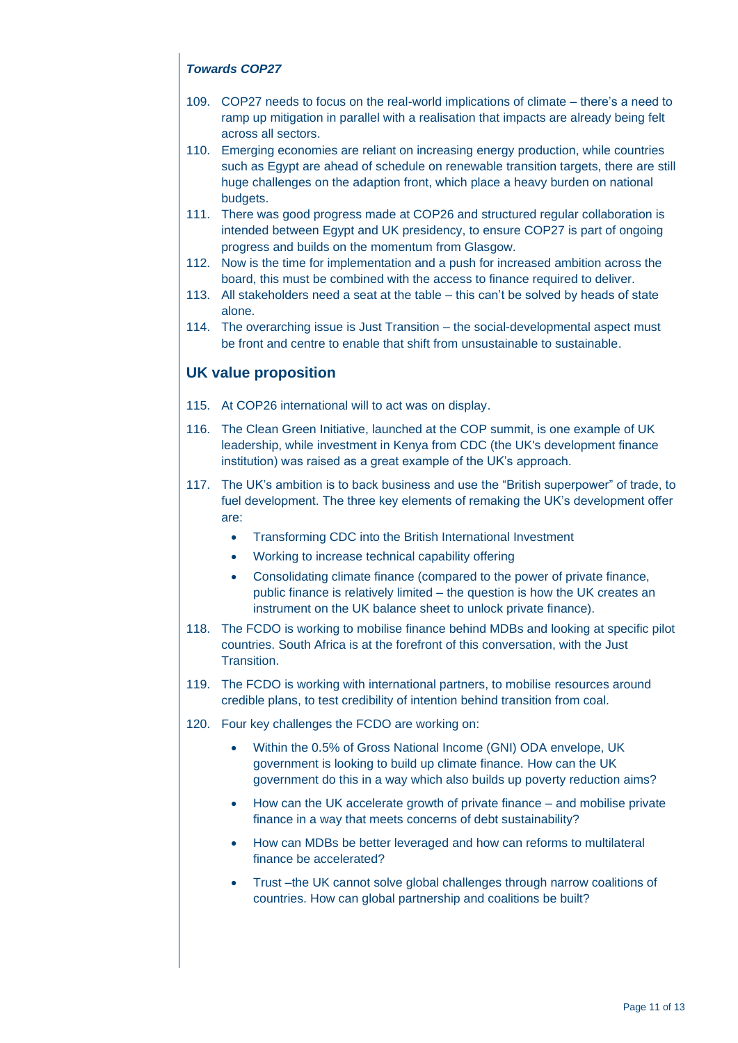### *Towards COP27*

109. COP27 needs to focus on the real-world implications of climate – there's a need to ramp up mitigation in parallel with a realisation that impacts are already being felt across all sectors.
110. Emerging economies are reliant on increasing energy production, while countries such as Egypt are ahead of schedule on renewable transition targets, there are still huge challenges on the adaption front, which place a heavy burden on national budgets.
111. There was good progress made at COP26 and structured regular collaboration is intended between Egypt and UK presidency, to ensure COP27 is part of ongoing progress and builds on the momentum from Glasgow.
112. Now is the time for implementation and a push for increased ambition across the board, this must be combined with the access to finance required to deliver.
113. All stakeholders need a seat at the table – this can't be solved by heads of state alone.
114. The overarching issue is Just Transition – the social-developmental aspect must be front and centre to enable that shift from unsustainable to sustainable.

## UK value proposition

115. At COP26 international will to act was on display.
116. The Clean Green Initiative, launched at the COP summit, is one example of UK leadership, while investment in Kenya from CDC (the UK's development finance institution) was raised as a great example of the UK's approach.
117. The UK's ambition is to back business and use the "British superpower" of trade, to fuel development. The three key elements of remaking the UK's development offer are:
    - Transforming CDC into the British International Investment
    - Working to increase technical capability offering
    - Consolidating climate finance (compared to the power of private finance, public finance is relatively limited – the question is how the UK creates an instrument on the UK balance sheet to unlock private finance).
118. The FCDO is working to mobilise finance behind MDBs and looking at specific pilot countries. South Africa is at the forefront of this conversation, with the Just Transition.
119. The FCDO is working with international partners, to mobilise resources around credible plans, to test credibility of intention behind transition from coal.
120. Four key challenges the FCDO are working on:
    - Within the 0.5% of Gross National Income (GNI) ODA envelope, UK government is looking to build up climate finance. How can the UK government do this in a way which also builds up poverty reduction aims?
    - How can the UK accelerate growth of private finance – and mobilise private finance in a way that meets concerns of debt sustainability?
    - How can MDBs be better leveraged and how can reforms to multilateral finance be accelerated?
    - Trust –the UK cannot solve global challenges through narrow coalitions of countries. How can global partnership and coalitions be built?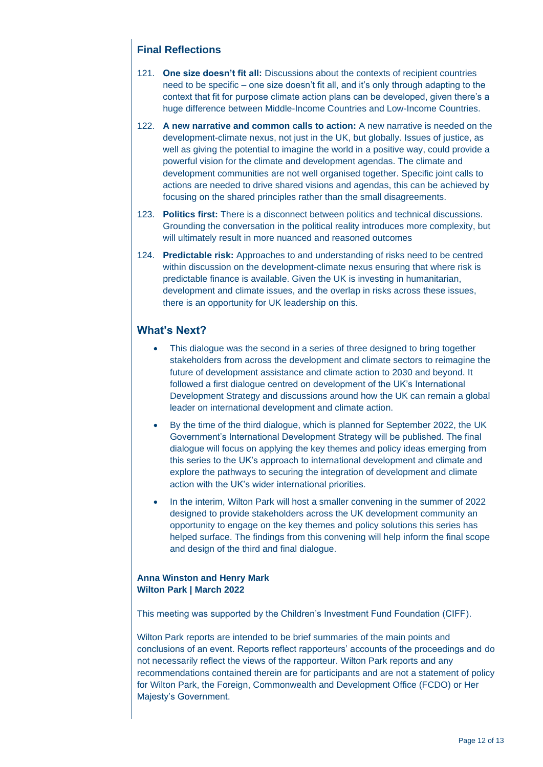## Final Reflections

121. **One size doesn't fit all:** Discussions about the contexts of recipient countries need to be specific – one size doesn't fit all, and it's only through adapting to the context that fit for purpose climate action plans can be developed, given there's a huge difference between Middle-Income Countries and Low-Income Countries.

122. **A new narrative and common calls to action:** A new narrative is needed on the development-climate nexus, not just in the UK, but globally. Issues of justice, as well as giving the potential to imagine the world in a positive way, could provide a powerful vision for the climate and development agendas. The climate and development communities are not well organised together. Specific joint calls to actions are needed to drive shared visions and agendas, this can be achieved by focusing on the shared principles rather than the small disagreements.

123. **Politics first:** There is a disconnect between politics and technical discussions. Grounding the conversation in the political reality introduces more complexity, but will ultimately result in more nuanced and reasoned outcomes

124. **Predictable risk:** Approaches to and understanding of risks need to be centred within discussion on the development-climate nexus ensuring that where risk is predictable finance is available. Given the UK is investing in humanitarian, development and climate issues, and the overlap in risks across these issues, there is an opportunity for UK leadership on this.

## What's Next?

- This dialogue was the second in a series of three designed to bring together stakeholders from across the development and climate sectors to reimagine the future of development assistance and climate action to 2030 and beyond. It followed a first dialogue centred on development of the UK's International Development Strategy and discussions around how the UK can remain a global leader on international development and climate action.
- By the time of the third dialogue, which is planned for September 2022, the UK Government's International Development Strategy will be published. The final dialogue will focus on applying the key themes and policy ideas emerging from this series to the UK's approach to international development and climate and explore the pathways to securing the integration of development and climate action with the UK's wider international priorities.
- In the interim, Wilton Park will host a smaller convening in the summer of 2022 designed to provide stakeholders across the UK development community an opportunity to engage on the key themes and policy solutions this series has helped surface. The findings from this convening will help inform the final scope and design of the third and final dialogue.

**Anna Winston and Henry Mark**
**Wilton Park | March 2022**

This meeting was supported by the Children's Investment Fund Foundation (CIFF).

Wilton Park reports are intended to be brief summaries of the main points and conclusions of an event. Reports reflect rapporteurs' accounts of the proceedings and do not necessarily reflect the views of the rapporteur. Wilton Park reports and any recommendations contained therein are for participants and are not a statement of policy for Wilton Park, the Foreign, Commonwealth and Development Office (FCDO) or Her Majesty's Government.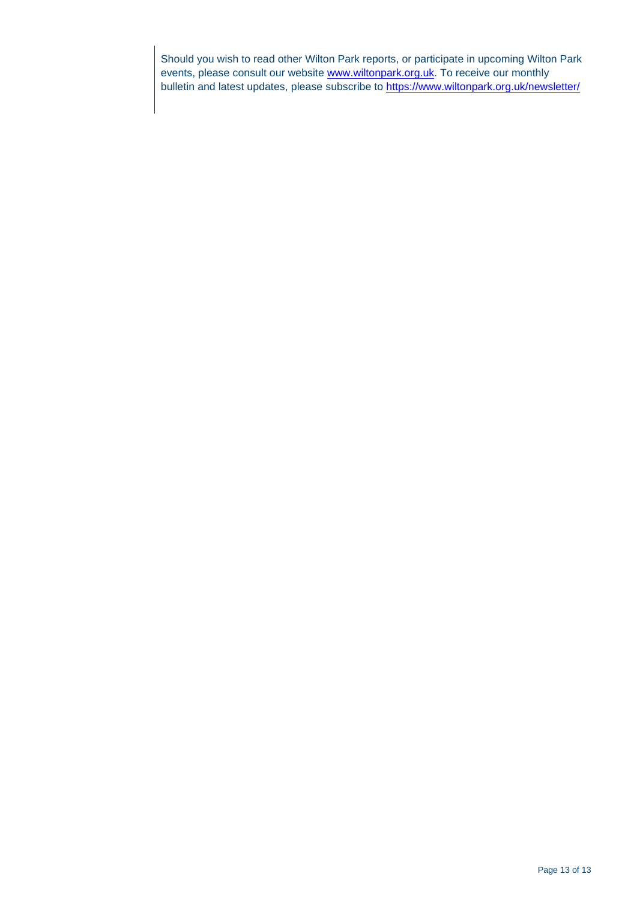Should you wish to read other Wilton Park reports, or participate in upcoming Wilton Park events, please consult our website [www.wiltonpark.org.uk](www.wiltonpark.org.uk). To receive our monthly bulletin and latest updates, please subscribe to [https://www.wiltonpark.org.uk/newsletter/](https://www.wiltonpark.org.uk/newsletter/)